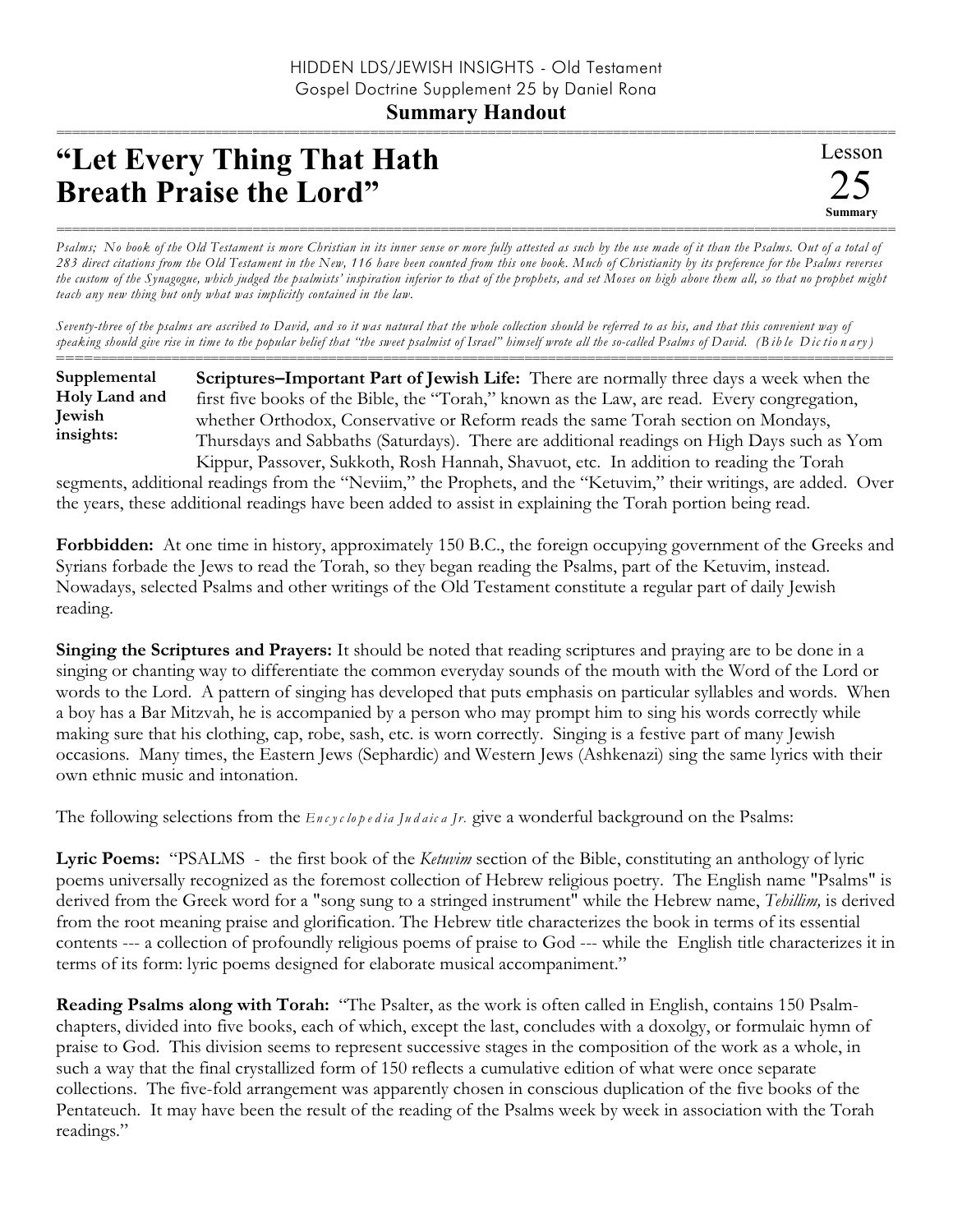HIDDEN LDS/JEWISH INSIGHTS - Old Testament
Gospel Doctrine Supplement 25 by Daniel Rona

**Summary Handout**

# "Let Every Thing That Hath Breath Praise the Lord"

Lesson 25 **Summary**

*Psalms; No book of the Old Testament is more Christian in its inner sense or more fully attested as such by the use made of it than the Psalms. Out of a total of 283 direct citations from the Old Testament in the New, 116 have been counted from this one book. Much of Christianity by its preference for the Psalms reverses the custom of the Synagogue, which judged the psalmists' inspiration inferior to that of the prophets, and set Moses on high above them all, so that no prophet might teach any new thing but only what was implicitly contained in the law.*

*Seventy-three of the psalms are ascribed to David, and so it was natural that the whole collection should be referred to as his, and that this convenient way of speaking should give rise in time to the popular belief that "the sweet psalmist of Israel" himself wrote all the so-called Psalms of David. (Bible Dictionary)*

**Supplemental Holy Land and Jewish insights:**

**Scriptures–Important Part of Jewish Life:** There are normally three days a week when the first five books of the Bible, the "Torah," known as the Law, are read. Every congregation, whether Orthodox, Conservative or Reform reads the same Torah section on Mondays, Thursdays and Sabbaths (Saturdays). There are additional readings on High Days such as Yom Kippur, Passover, Sukkoth, Rosh Hannah, Shavuot, etc. In addition to reading the Torah segments, additional readings from the "Neviim," the Prophets, and the "Ketuvim," their writings, are added. Over the years, these additional readings have been added to assist in explaining the Torah portion being read.

**Forbbidden:** At one time in history, approximately 150 B.C., the foreign occupying government of the Greeks and Syrians forbade the Jews to read the Torah, so they began reading the Psalms, part of the Ketuvim, instead. Nowadays, selected Psalms and other writings of the Old Testament constitute a regular part of daily Jewish reading.

**Singing the Scriptures and Prayers:** It should be noted that reading scriptures and praying are to be done in a singing or chanting way to differentiate the common everyday sounds of the mouth with the Word of the Lord or words to the Lord. A pattern of singing has developed that puts emphasis on particular syllables and words. When a boy has a Bar Mitzvah, he is accompanied by a person who may prompt him to sing his words correctly while making sure that his clothing, cap, robe, sash, etc. is worn correctly. Singing is a festive part of many Jewish occasions. Many times, the Eastern Jews (Sephardic) and Western Jews (Ashkenazi) sing the same lyrics with their own ethnic music and intonation.

The following selections from the *Encyclopedia Judaica Jr.* give a wonderful background on the Psalms:

**Lyric Poems:** "PSALMS - the first book of the *Ketuvim* section of the Bible, constituting an anthology of lyric poems universally recognized as the foremost collection of Hebrew religious poetry. The English name "Psalms" is derived from the Greek word for a "song sung to a stringed instrument" while the Hebrew name, *Tehillim,* is derived from the root meaning praise and glorification. The Hebrew title characterizes the book in terms of its essential contents --- a collection of profoundly religious poems of praise to God --- while the English title characterizes it in terms of its form: lyric poems designed for elaborate musical accompaniment."

**Reading Psalms along with Torah:** "The Psalter, as the work is often called in English, contains 150 Psalm-chapters, divided into five books, each of which, except the last, concludes with a doxolgy, or formulaic hymn of praise to God. This division seems to represent successive stages in the composition of the work as a whole, in such a way that the final crystallized form of 150 reflects a cumulative edition of what were once separate collections. The five-fold arrangement was apparently chosen in conscious duplication of the five books of the Pentateuch. It may have been the result of the reading of the Psalms week by week in association with the Torah readings."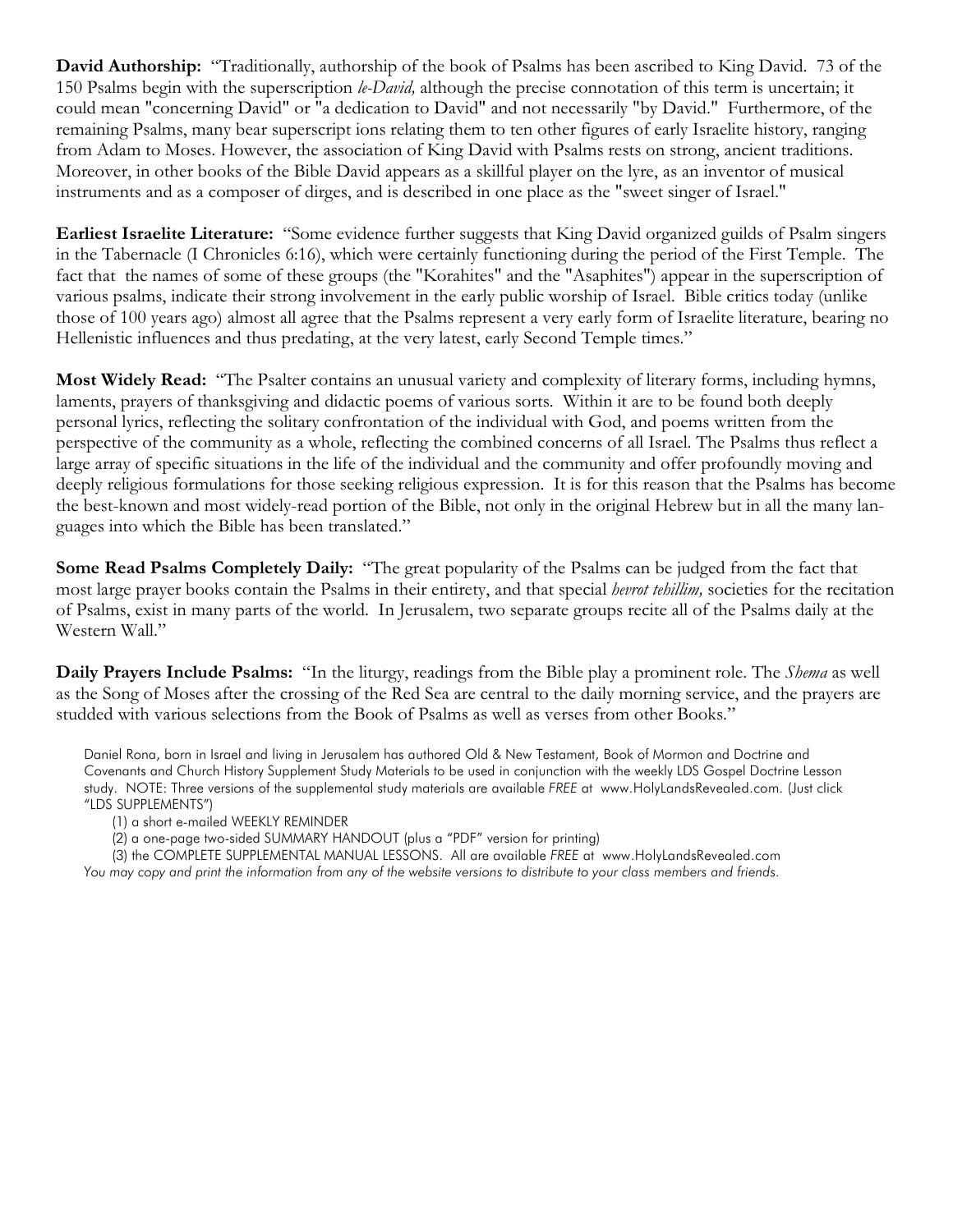**David Authorship:** "Traditionally, authorship of the book of Psalms has been ascribed to King David. 73 of the 150 Psalms begin with the superscription *le-David,* although the precise connotation of this term is uncertain; it could mean "concerning David" or "a dedication to David" and not necessarily "by David." Furthermore, of the remaining Psalms, many bear superscript ions relating them to ten other figures of early Israelite history, ranging from Adam to Moses. However, the association of King David with Psalms rests on strong, ancient traditions. Moreover, in other books of the Bible David appears as a skillful player on the lyre, as an inventor of musical instruments and as a composer of dirges, and is described in one place as the "sweet singer of Israel."

**Earliest Israelite Literature:** "Some evidence further suggests that King David organized guilds of Psalm singers in the Tabernacle (I Chronicles 6:16), which were certainly functioning during the period of the First Temple. The fact that the names of some of these groups (the "Korahites" and the "Asaphites") appear in the superscription of various psalms, indicate their strong involvement in the early public worship of Israel. Bible critics today (unlike those of 100 years ago) almost all agree that the Psalms represent a very early form of Israelite literature, bearing no Hellenistic influences and thus predating, at the very latest, early Second Temple times."

**Most Widely Read:** "The Psalter contains an unusual variety and complexity of literary forms, including hymns, laments, prayers of thanksgiving and didactic poems of various sorts. Within it are to be found both deeply personal lyrics, reflecting the solitary confrontation of the individual with God, and poems written from the perspective of the community as a whole, reflecting the combined concerns of all Israel. The Psalms thus reflect a large array of specific situations in the life of the individual and the community and offer profoundly moving and deeply religious formulations for those seeking religious expression. It is for this reason that the Psalms has become the best-known and most widely-read portion of the Bible, not only in the original Hebrew but in all the many languages into which the Bible has been translated."

**Some Read Psalms Completely Daily:** "The great popularity of the Psalms can be judged from the fact that most large prayer books contain the Psalms in their entirety, and that special *hevrot tehillim,* societies for the recitation of Psalms, exist in many parts of the world. In Jerusalem, two separate groups recite all of the Psalms daily at the Western Wall."

**Daily Prayers Include Psalms:** "In the liturgy, readings from the Bible play a prominent role. The *Shema* as well as the Song of Moses after the crossing of the Red Sea are central to the daily morning service, and the prayers are studded with various selections from the Book of Psalms as well as verses from other Books."

Daniel Rona, born in Israel and living in Jerusalem has authored Old & New Testament, Book of Mormon and Doctrine and Covenants and Church History Supplement Study Materials to be used in conjunction with the weekly LDS Gospel Doctrine Lesson study. NOTE: Three versions of the supplemental study materials are available *FREE* at www.HolyLandsRevealed.com. (Just click "LDS SUPPLEMENTS")

(1) a short e-mailed WEEKLY REMINDER

(2) a one-page two-sided SUMMARY HANDOUT (plus a "PDF" version for printing)

(3) the COMPLETE SUPPLEMENTAL MANUAL LESSONS. All are available *FREE* at www.HolyLandsRevealed.com

*You may copy and print the information from any of the website versions to distribute to your class members and friends.*